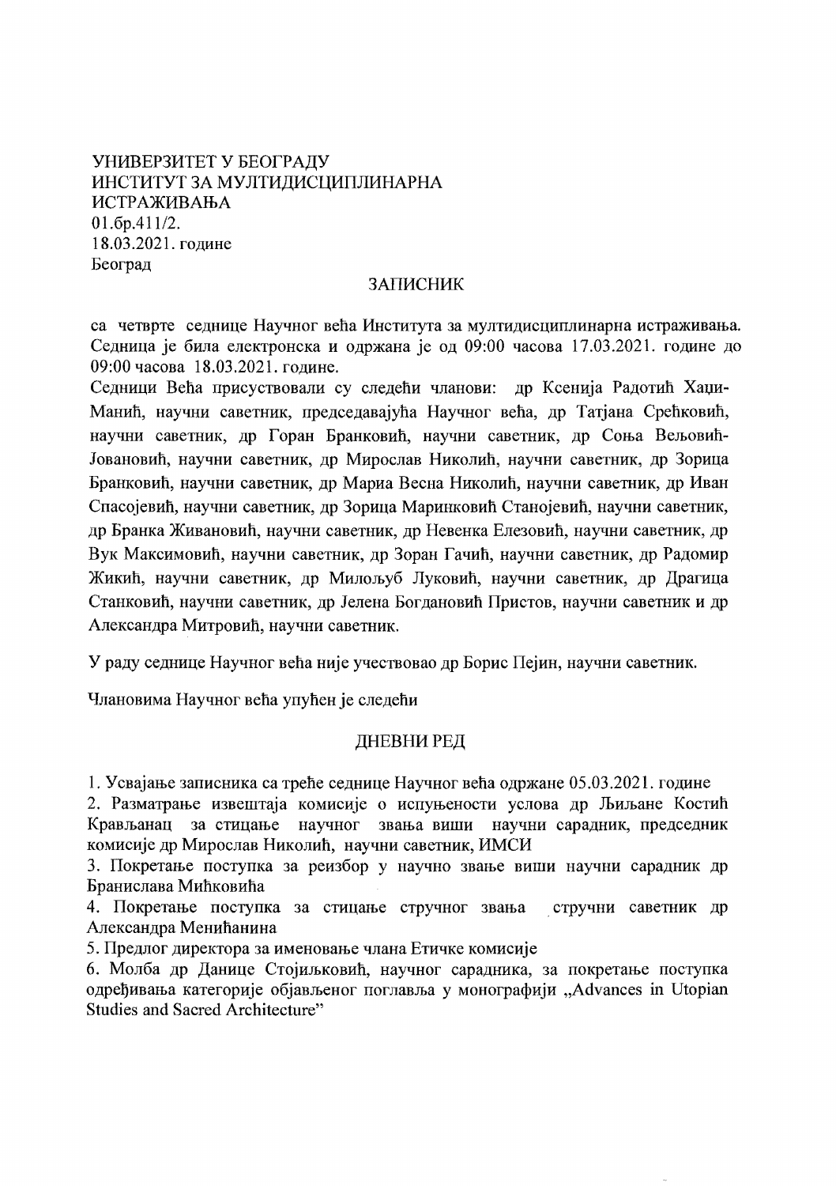УНИВЕРЗИТЕТ У БЕОГРАДУ
ИНСТИТУТ ЗА МУЛТИДИСЦИПЛИНАРНА ИСТРАЖИВАЊА
01.бр.411/2.
18.03.2021. године
Београд

## ЗАПИСНИК

са четврте седнице Научног већа Института за мултидисциплинарна истраживања. Седница је била електронска и одржана је од 09:00 часова 17.03.2021. године до 09:00 часова 18.03.2021. године.

Седници Већа присуствовали су следећи чланови: др Ксенија Радотић Хаџи-Манић, научни саветник, председавајућа Научног већа, др Татјана Срећковић, научни саветник, др Горан Бранковић, научни саветник, др Соња Вељовић-Јовановић, научни саветник, др Мирослав Николић, научни саветник, др Зорица Бранковић, научни саветник, др Мариа Весна Николић, научни саветник, др Иван Спасојевић, научни саветник, др Зорица Маринковић Станојевић, научни саветник, др Бранка Живановић, научни саветник, др Невенка Елезовић, научни саветник, др Вук Максимовић, научни саветник, др Зоран Гачић, научни саветник, др Радомир Жикић, научни саветник, др Милољуб Луковић, научни саветник, др Драгица Станковић, научни саветник, др Јелена Богдановић Пристов, научни саветник и др Александра Митровић, научни саветник.

У раду седнице Научног већа није учествовао др Борис Пејин, научни саветник.

Члановима Научног већа упућен је следећи

## ДНЕВНИ РЕД

1. Усвајање записника са треће седнице Научног већа одржане 05.03.2021. године
2. Разматрање извештаја комисије о испуњености услова др Љиљане Костић Крављанац за стицање научног звања виши научни сарадник, председник комисије др Мирослав Николић, научни саветник, ИМСИ
3. Покретање поступка за реизбор у научно звање виши научни сарадник др Бранислава Мићковића
4. Покретање поступка за стицање стручног звања стручни саветник др Александра Менићанина
5. Предлог директора за именовање члана Етичке комисије
6. Молба др Данице Стојиљковић, научног сарадника, за покретање поступка одређивања категорије објављеног поглавља у монографији „Advances in Utopian Studies and Sacred Architecture"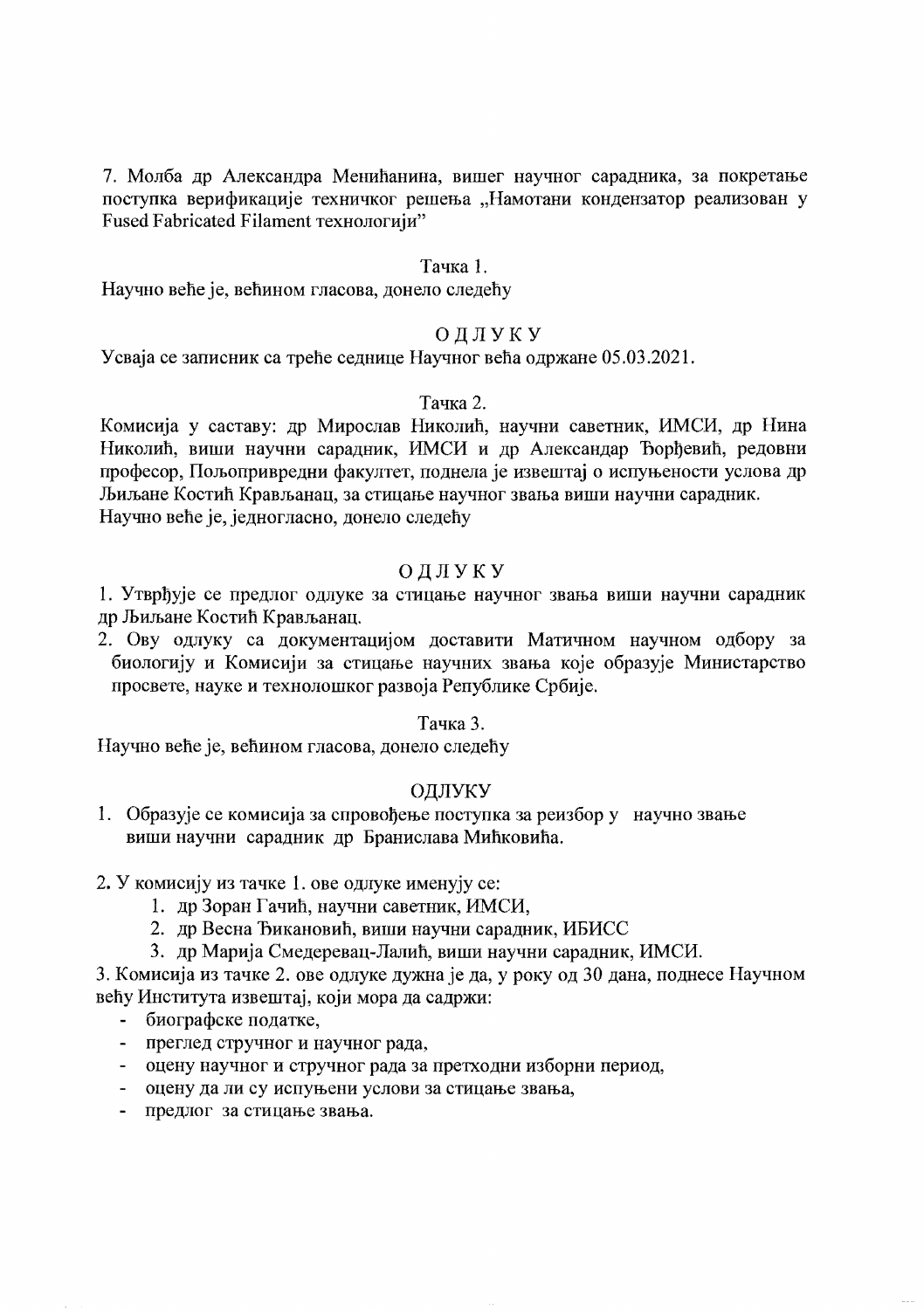7. Молба др Александра Менићанина, вишег научног сарадника, за покретање поступка верификације техничког решења „Намотани кондензатор реализован у Fused Fabricated Filament технологији"

Тачка 1.

Научно веће је, већином гласова, донело следећу

ОДЛУКУ

Усваја се записник са треће седнице Научног већа одржане 05.03.2021.

Тачка 2.

Комисија у саставу: др Мирослав Николић, научни саветник, ИМСИ, др Нина Николић, виши научни сарадник, ИМСИ и др Александар Ђорђевић, редовни професор, Пољопривредни факултет, поднела је извештај о испуњености услова др Љиљане Костић Крављанац, за стицање научног звања виши научни сарадник. Научно веће је, једногласно, донело следећу

ОДЛУКУ

1. Утврђује се предлог одлуке за стицање научног звања виши научни сарадник др Љиљане Костић Крављанац.
2. Ову одлуку са документацијом доставити Матичном научном одбору за биологију и Комисији за стицање научних звања које образује Министарство просвете, науке и технолошког развоја Републике Србије.

Тачка 3.

Научно веће је, већином гласова, донело следећу

ОДЛУКУ

1. Образује се комисија за спровођење поступка за реизбор у научно звање виши научни сарадник др Бранислава Миђковића.

2. У комисију из тачке 1. ове одлуке именују се:
   1. др Зоран Гачић, научни саветник, ИМСИ,
   2. др Весна Ђикановић, виши научни сарадник, ИБИСС
   3. др Марија Смедеревац-Лалић, виши научни сарадник, ИМСИ.

3. Комисија из тачке 2. ове одлуке дужна је да, у року од 30 дана, поднесе Научном већу Института извештај, који мора да садржи:
   - биографске податке,
   - преглед стручног и научног рада,
   - оцену научног и стручног рада за претходни изборни период,
   - оцену да ли су испуњени услови за стицање звања,
   - предлог за стицање звања.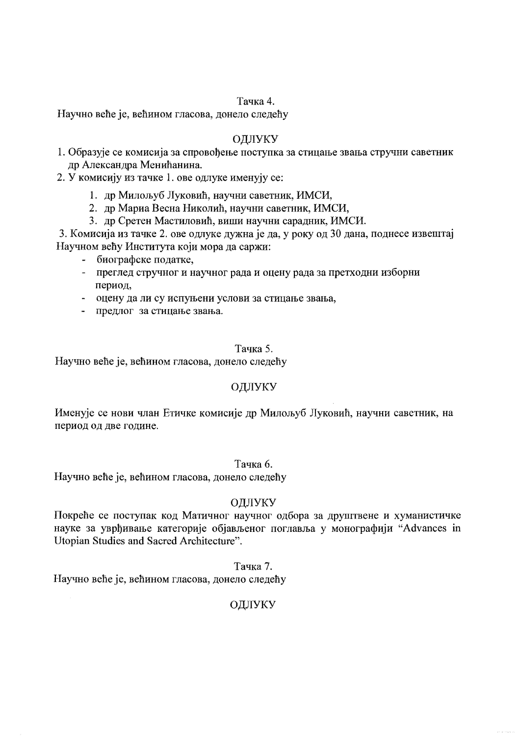Тачка 4.

Научно веће је, већином гласова, донело следећу

ОДЛУКУ

1. Образује се комисија за спровођење поступка за стицање звања стручни саветник др Александра Менићанина.
2. У комисију из тачке 1. ове одлуке именују се:
   1. др Милољуб Луковић, научни саветник, ИМСИ,
   2. др Мариа Весна Николић, научни саветник, ИМСИ,
   3. др Сретен Мастиловић, виши научни сарадник, ИМСИ.
3. Комисија из тачке 2. ове одлуке дужна је да, у року од 30 дана, поднесе извештај Научном већу Института који мора да саржи:
   - биографске податке,
   - преглед стручног и научног рада и оцену рада за претходни изборни период,
   - оцену да ли су испуњени услови за стицање звања,
   - предлог за стицање звања.

Тачка 5.

Научно веће је, већином гласова, донело следећу

ОДЛУКУ

Именује се нови члан Етичке комисије др Милољуб Луковић, научни саветник, на период од две године.

Тачка 6.

Научно веће је, већином гласова, донело следећу

ОДЛУКУ

Покреће се поступак код Матичног научног одбора за друштвене и хуманистичке науке за утврђивање категорије објављеног поглавља у монографији "Advances in Utopian Studies and Sacred Architecture".

Тачка 7.

Научно веће је, већином гласова, донело следећу

ОДЛУКУ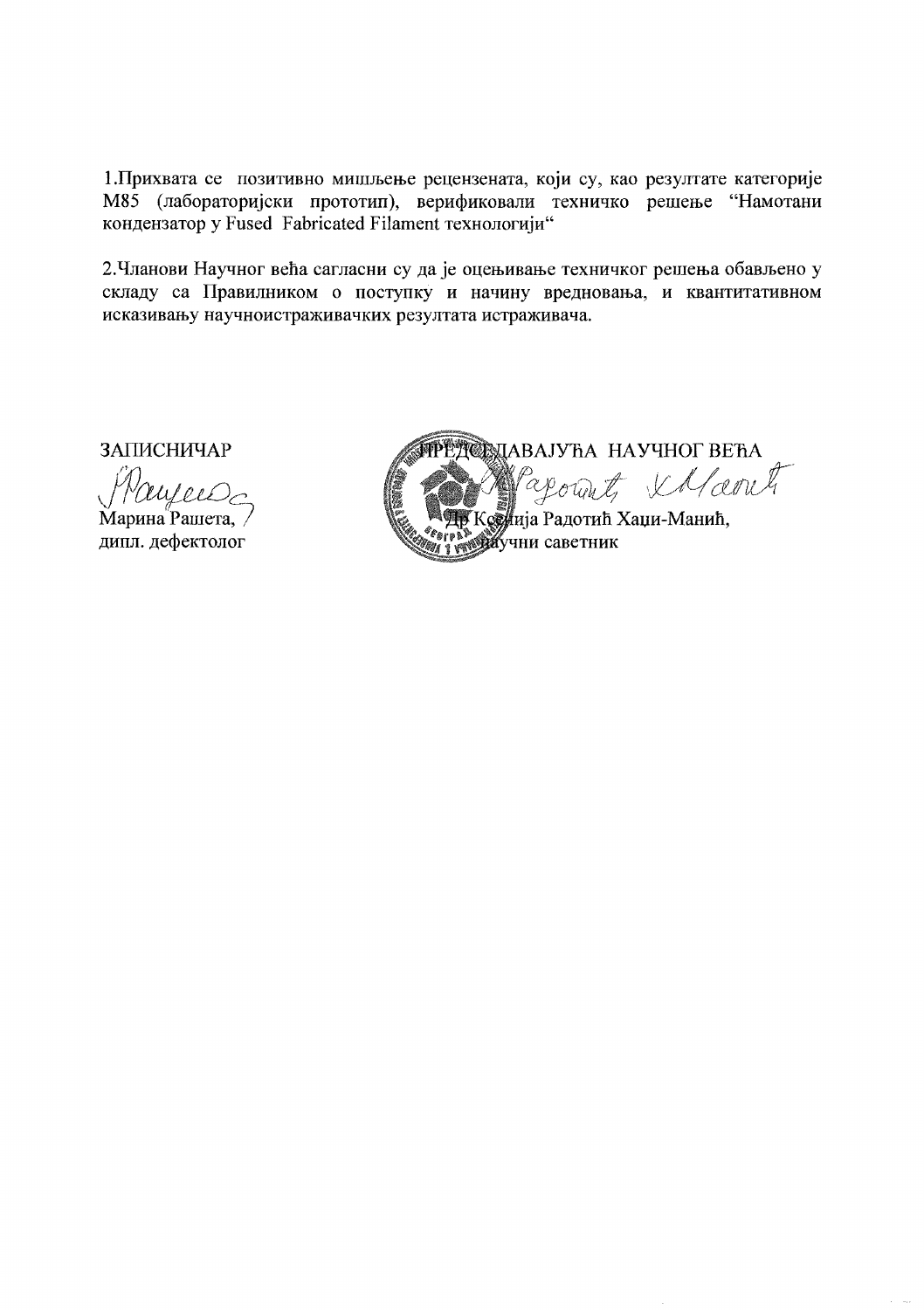1.Прихвата се позитивно мишљење рецензената, који су, као резултате категорије M85 (лабораторијски прототип), верификовали техничко решење “Намотани кондензатор у Fused Fabricated Filament технологији“

2.Чланови Научног већа сагласни су да је оцењивање техничког решења обављено у складу са Правилником о поступку и начину вредновања, и квантитативном исказивању научноистраживачких резултата истраживача.

ЗАПИСНИЧАР

Марина Рашета,
дипл. дефектолог

ПРЕДСЕДАВАЈУЋА НАУЧНОГ ВЕЋА

Др Ксенија Радотић Хаџи-Манић,
научни саветник